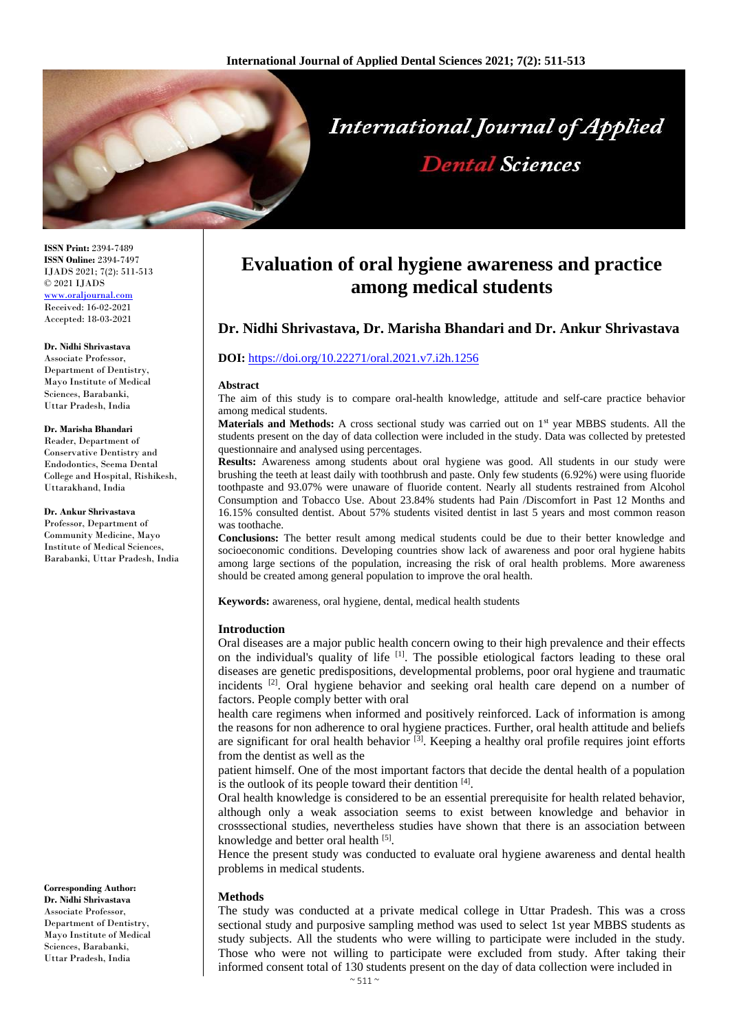# Evaluation of oral hygiene awareness and practice among medical students

## Dr. Nidhi Shrivastava, Dr. Marisha Bhandari and Dr. Ankur Shrivastava

**DOI:** https://doi.org/10.22271/oral.2021.v7.i2h.1256

**ISSN Print:** 2394-7489
**ISSN Online:** 2394-7497
IJADS 2021; 7(2): 511-513
© 2021 IJADS
www.oraljournal.com
Received: 16-02-2021
Accepted: 18-03-2021

**Dr. Nidhi Shrivastava**
Associate Professor, Department of Dentistry, Mayo Institute of Medical Sciences, Barabanki, Uttar Pradesh, India

**Dr. Marisha Bhandari**
Reader, Department of Conservative Dentistry and Endodontics, Seema Dental College and Hospital, Rishikesh, Uttarakhand, India

**Dr. Ankur Shrivastava**
Professor, Department of Community Medicine, Mayo Institute of Medical Sciences, Barabanki, Uttar Pradesh, India

**Corresponding Author:**
**Dr. Nidhi Shrivastava**
Associate Professor, Department of Dentistry, Mayo Institute of Medical Sciences, Barabanki, Uttar Pradesh, India

### Abstract

The aim of this study is to compare oral-health knowledge, attitude and self-care practice behavior among medical students.

**Materials and Methods:** A cross sectional study was carried out on 1st year MBBS students. All the students present on the day of data collection were included in the study. Data was collected by pretested questionnaire and analysed using percentages.

**Results:** Awareness among students about oral hygiene was good. All students in our study were brushing the teeth at least daily with toothbrush and paste. Only few students (6.92%) were using fluoride toothpaste and 93.07% were unaware of fluoride content. Nearly all students restrained from Alcohol Consumption and Tobacco Use. About 23.84% students had Pain /Discomfort in Past 12 Months and 16.15% consulted dentist. About 57% students visited dentist in last 5 years and most common reason was toothache.

**Conclusions:** The better result among medical students could be due to their better knowledge and socioeconomic conditions. Developing countries show lack of awareness and poor oral hygiene habits among large sections of the population, increasing the risk of oral health problems. More awareness should be created among general population to improve the oral health.

**Keywords:** awareness, oral hygiene, dental, medical health students

### Introduction

Oral diseases are a major public health concern owing to their high prevalence and their effects on the individual's quality of life [1]. The possible etiological factors leading to these oral diseases are genetic predispositions, developmental problems, poor oral hygiene and traumatic incidents [2]. Oral hygiene behavior and seeking oral health care depend on a number of factors. People comply better with oral health care regimens when informed and positively reinforced. Lack of information is among the reasons for non adherence to oral hygiene practices. Further, oral health attitude and beliefs are significant for oral health behavior [3]. Keeping a healthy oral profile requires joint efforts from the dentist as well as the patient himself. One of the most important factors that decide the dental health of a population is the outlook of its people toward their dentition [4].

Oral health knowledge is considered to be an essential prerequisite for health related behavior, although only a weak association seems to exist between knowledge and behavior in crosssectional studies, nevertheless studies have shown that there is an association between knowledge and better oral health [5].

Hence the present study was conducted to evaluate oral hygiene awareness and dental health problems in medical students.

### Methods

The study was conducted at a private medical college in Uttar Pradesh. This was a cross sectional study and purposive sampling method was used to select 1st year MBBS students as study subjects. All the students who were willing to participate were included in the study. Those who were not willing to participate were excluded from study. After taking their informed consent total of 130 students present on the day of data collection were included in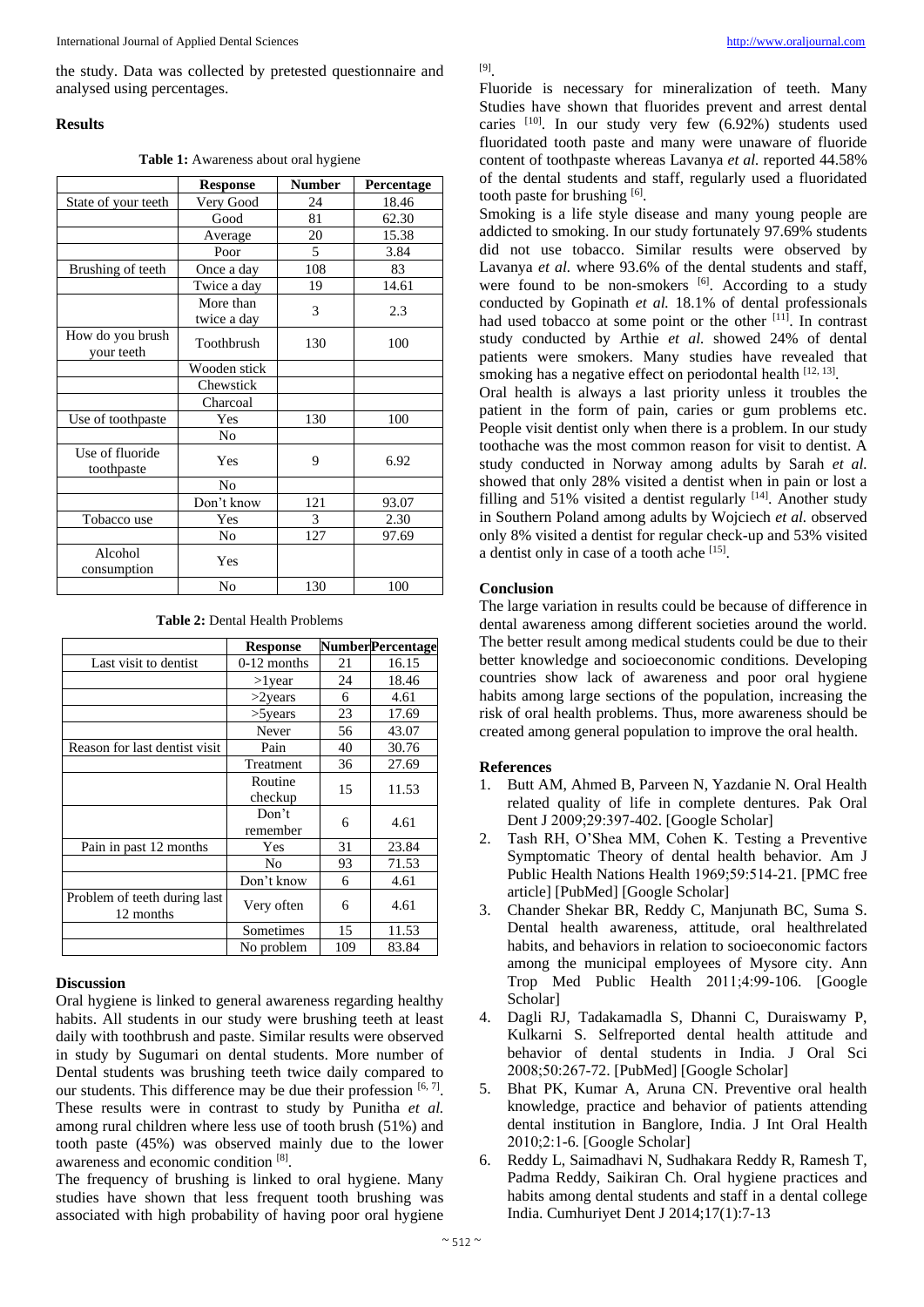the study. Data was collected by pretested questionnaire and analysed using percentages.

## Results

**Table 1:** Awareness about oral hygiene

| | Response | Number | Percentage |
|---|---|---|---|
| State of your teeth | Very Good | 24 | 18.46 |
| | Good | 81 | 62.30 |
| | Average | 20 | 15.38 |
| | Poor | 5 | 3.84 |
| Brushing of teeth | Once a day | 108 | 83 |
| | Twice a day | 19 | 14.61 |
| | More than twice a day | 3 | 2.3 |
| How do you brush your teeth | Toothbrush | 130 | 100 |
| | Wooden stick | | |
| | Chewstick | | |
| | Charcoal | | |
| Use of toothpaste | Yes | 130 | 100 |
| | No | | |
| Use of fluoride toothpaste | Yes | 9 | 6.92 |
| | No | | |
| | Don't know | 121 | 93.07 |
| Tobacco use | Yes | 3 | 2.30 |
| | No | 127 | 97.69 |
| Alcohol consumption | Yes | | |
| | No | 130 | 100 |

**Table 2:** Dental Health Problems

| | Response | Number | Percentage |
|---|---|---|---|
| Last visit to dentist | 0-12 months | 21 | 16.15 |
| | >1year | 24 | 18.46 |
| | >2years | 6 | 4.61 |
| | >5years | 23 | 17.69 |
| | Never | 56 | 43.07 |
| Reason for last dentist visit | Pain | 40 | 30.76 |
| | Treatment | 36 | 27.69 |
| | Routine checkup | 15 | 11.53 |
| | Don't remember | 6 | 4.61 |
| Pain in past 12 months | Yes | 31 | 23.84 |
| | No | 93 | 71.53 |
| | Don't know | 6 | 4.61 |
| Problem of teeth during last 12 months | Very often | 6 | 4.61 |
| | Sometimes | 15 | 11.53 |
| | No problem | 109 | 83.84 |

## Discussion

Oral hygiene is linked to general awareness regarding healthy habits. All students in our study were brushing teeth at least daily with toothbrush and paste. Similar results were observed in study by Sugumari on dental students. More number of Dental students was brushing teeth twice daily compared to our students. This difference may be due their profession [6, 7]. These results were in contrast to study by Punitha *et al.* among rural children where less use of tooth brush (51%) and tooth paste (45%) was observed mainly due to the lower awareness and economic condition [8].

The frequency of brushing is linked to oral hygiene. Many studies have shown that less frequent tooth brushing was associated with high probability of having poor oral hygiene [9].

Fluoride is necessary for mineralization of teeth. Many Studies have shown that fluorides prevent and arrest dental caries [10]. In our study very few (6.92%) students used fluoridated tooth paste and many were unaware of fluoride content of toothpaste whereas Lavanya *et al.* reported 44.58% of the dental students and staff, regularly used a fluoridated tooth paste for brushing [6].

Smoking is a life style disease and many young people are addicted to smoking. In our study fortunately 97.69% students did not use tobacco. Similar results were observed by Lavanya *et al.* where 93.6% of the dental students and staff, were found to be non-smokers [6]. According to a study conducted by Gopinath *et al.* 18.1% of dental professionals had used tobacco at some point or the other [11]. In contrast study conducted by Arthie *et al.* showed 24% of dental patients were smokers. Many studies have revealed that smoking has a negative effect on periodontal health [12, 13].

Oral health is always a last priority unless it troubles the patient in the form of pain, caries or gum problems etc. People visit dentist only when there is a problem. In our study toothache was the most common reason for visit to dentist. A study conducted in Norway among adults by Sarah *et al.* showed that only 28% visited a dentist when in pain or lost a filling and 51% visited a dentist regularly [14]. Another study in Southern Poland among adults by Wojciech *et al.* observed only 8% visited a dentist for regular check-up and 53% visited a dentist only in case of a tooth ache [15].

## Conclusion

The large variation in results could be because of difference in dental awareness among different societies around the world. The better result among medical students could be due to their better knowledge and socioeconomic conditions. Developing countries show lack of awareness and poor oral hygiene habits among large sections of the population, increasing the risk of oral health problems. Thus, more awareness should be created among general population to improve the oral health.

## References

1. Butt AM, Ahmed B, Parveen N, Yazdanie N. Oral Health related quality of life in complete dentures. Pak Oral Dent J 2009;29:397-402. [Google Scholar]
2. Tash RH, O'Shea MM, Cohen K. Testing a Preventive Symptomatic Theory of dental health behavior. Am J Public Health Nations Health 1969;59:514-21. [PMC free article] [PubMed] [Google Scholar]
3. Chander Shekar BR, Reddy C, Manjunath BC, Suma S. Dental health awareness, attitude, oral healthrelated habits, and behaviors in relation to socioeconomic factors among the municipal employees of Mysore city. Ann Trop Med Public Health 2011;4:99-106. [Google Scholar]
4. Dagli RJ, Tadakamadla S, Dhanni C, Duraiswamy P, Kulkarni S. Selfreported dental health attitude and behavior of dental students in India. J Oral Sci 2008;50:267-72. [PubMed] [Google Scholar]
5. Bhat PK, Kumar A, Aruna CN. Preventive oral health knowledge, practice and behavior of patients attending dental institution in Banglore, India. J Int Oral Health 2010;2:1-6. [Google Scholar]
6. Reddy L, Saimadhavi N, Sudhakara Reddy R, Ramesh T, Padma Reddy, Saikiran Ch. Oral hygiene practices and habits among dental students and staff in a dental college India. Cumhuriyet Dent J 2014;17(1):7-13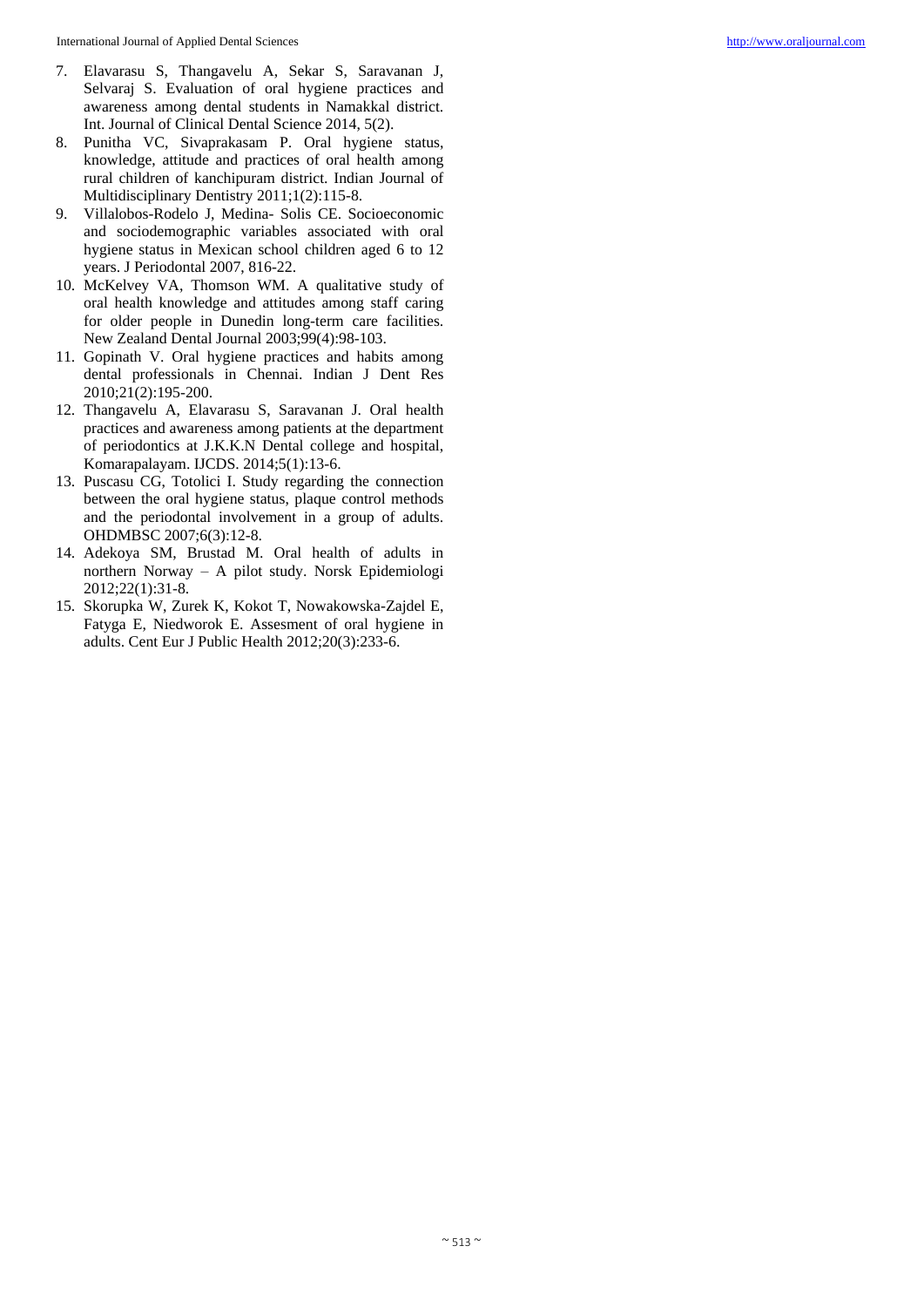7. Elavarasu S, Thangavelu A, Sekar S, Saravanan J, Selvaraj S. Evaluation of oral hygiene practices and awareness among dental students in Namakkal district. Int. Journal of Clinical Dental Science 2014, 5(2).
8. Punitha VC, Sivaprakasam P. Oral hygiene status, knowledge, attitude and practices of oral health among rural children of kanchipuram district. Indian Journal of Multidisciplinary Dentistry 2011;1(2):115-8.
9. Villalobos-Rodelo J, Medina- Solis CE. Socioeconomic and sociodemographic variables associated with oral hygiene status in Mexican school children aged 6 to 12 years. J Periodontal 2007, 816-22.
10. McKelvey VA, Thomson WM. A qualitative study of oral health knowledge and attitudes among staff caring for older people in Dunedin long-term care facilities. New Zealand Dental Journal 2003;99(4):98-103.
11. Gopinath V. Oral hygiene practices and habits among dental professionals in Chennai. Indian J Dent Res 2010;21(2):195-200.
12. Thangavelu A, Elavarasu S, Saravanan J. Oral health practices and awareness among patients at the department of periodontics at J.K.K.N Dental college and hospital, Komarapalayam. IJCDS. 2014;5(1):13-6.
13. Puscasu CG, Totolici I. Study regarding the connection between the oral hygiene status, plaque control methods and the periodontal involvement in a group of adults. OHDMBSC 2007;6(3):12-8.
14. Adekoya SM, Brustad M. Oral health of adults in northern Norway – A pilot study. Norsk Epidemiologi 2012;22(1):31-8.
15. Skorupka W, Zurek K, Kokot T, Nowakowska-Zajdel E, Fatyga E, Niedworok E. Assesment of oral hygiene in adults. Cent Eur J Public Health 2012;20(3):233-6.